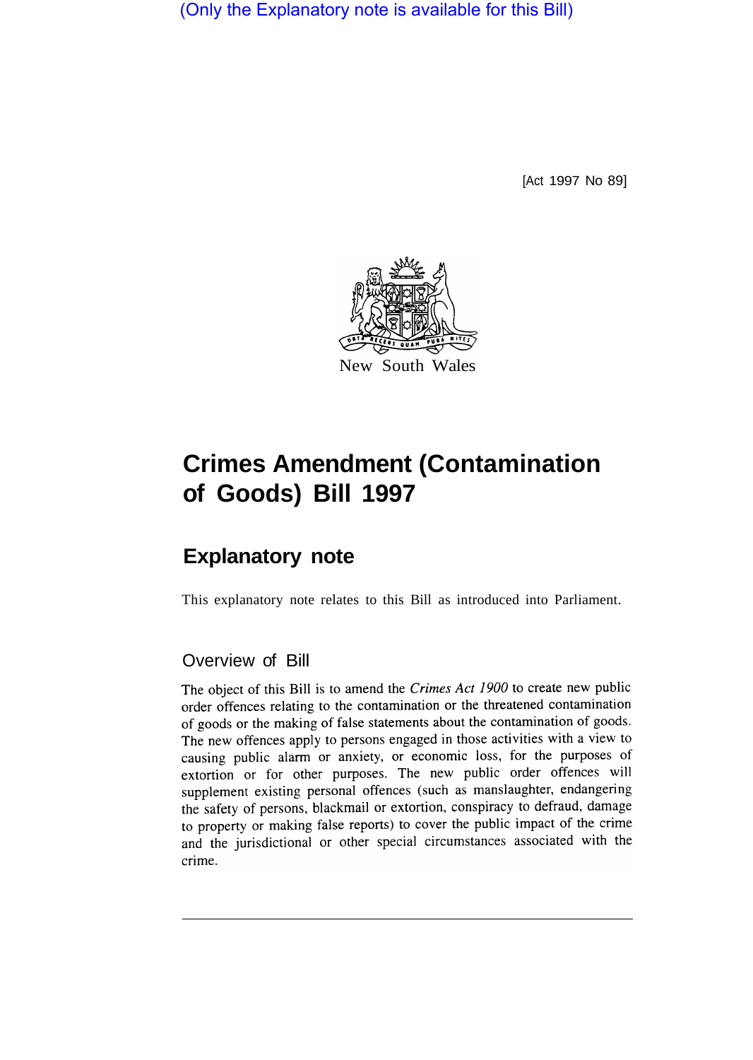(Only the Explanatory note is available for this Bill)

[Act 1997 No 89]

New South Wales

# Crimes Amendment (Contamination of Goods) Bill 1997

## Explanatory note

This explanatory note relates to this Bill as introduced into Parliament.

### Overview of Bill

The object of this Bill is to amend the *Crimes Act 1900* to create new public order offences relating to the contamination or the threatened contamination of goods or the making of false statements about the contamination of goods. The new offences apply to persons engaged in those activities with a view to causing public alarm or anxiety, or economic loss, for the purposes of extortion or for other purposes. The new public order offences will supplement existing personal offences (such as manslaughter, endangering the safety of persons, blackmail or extortion, conspiracy to defraud, damage to property or making false reports) to cover the public impact of the crime and the jurisdictional or other special circumstances associated with the crime.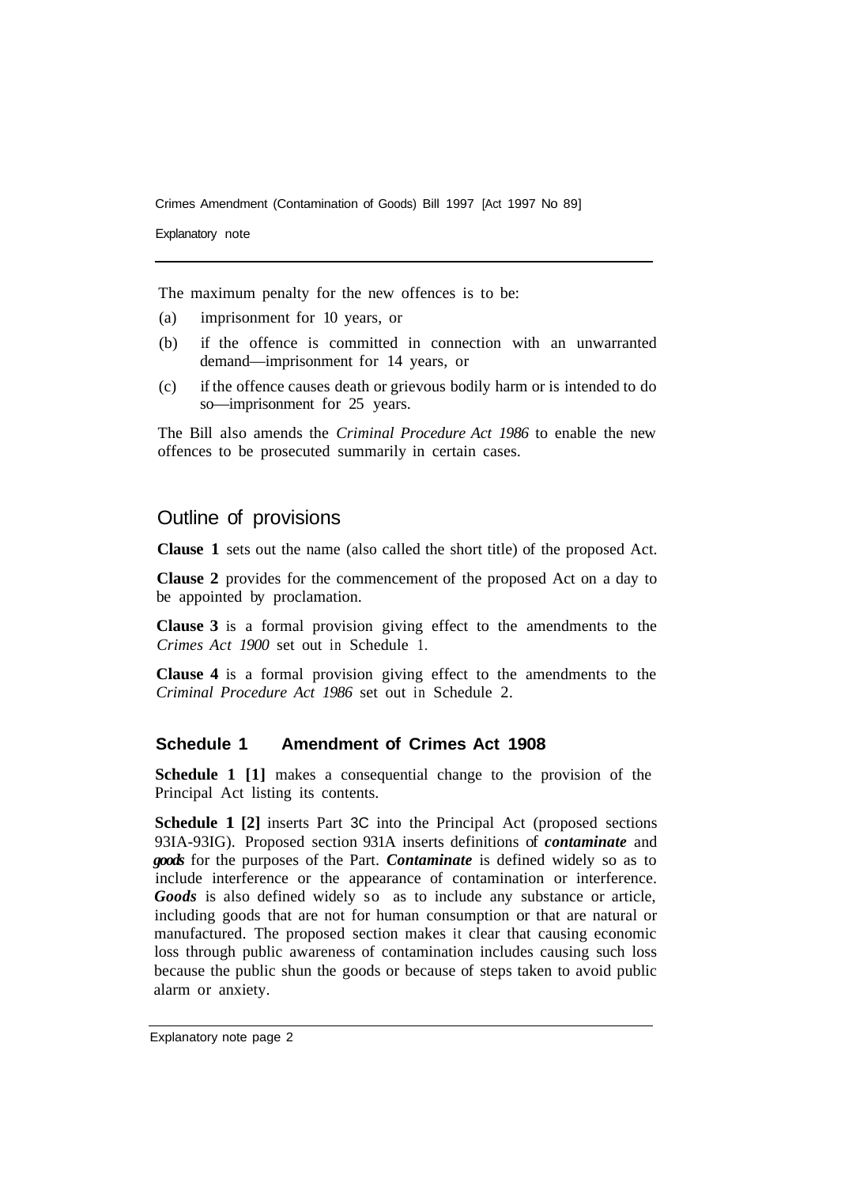The maximum penalty for the new offences is to be:

(a) imprisonment for 10 years, or

(b) if the offence is committed in connection with an unwarranted demand—imprisonment for 14 years, or

(c) if the offence causes death or grievous bodily harm or is intended to do so—imprisonment for 25 years.

The Bill also amends the *Criminal Procedure Act 1986* to enable the new offences to be prosecuted summarily in certain cases.

## Outline of provisions

**Clause 1** sets out the name (also called the short title) of the proposed Act.

**Clause 2** provides for the commencement of the proposed Act on a day to be appointed by proclamation.

**Clause 3** is a formal provision giving effect to the amendments to the *Crimes Act 1900* set out in Schedule 1.

**Clause 4** is a formal provision giving effect to the amendments to the *Criminal Procedure Act 1986* set out in Schedule 2.

### Schedule 1 Amendment of Crimes Act 1908

**Schedule 1 [1]** makes a consequential change to the provision of the Principal Act listing its contents.

**Schedule 1 [2]** inserts Part 3C into the Principal Act (proposed sections 93IA-93IG). Proposed section 931A inserts definitions of ***contaminate*** and ***goods*** for the purposes of the Part. ***Contaminate*** is defined widely so as to include interference or the appearance of contamination or interference. ***Goods*** is also defined widely so as to include any substance or article, including goods that are not for human consumption or that are natural or manufactured. The proposed section makes it clear that causing economic loss through public awareness of contamination includes causing such loss because the public shun the goods or because of steps taken to avoid public alarm or anxiety.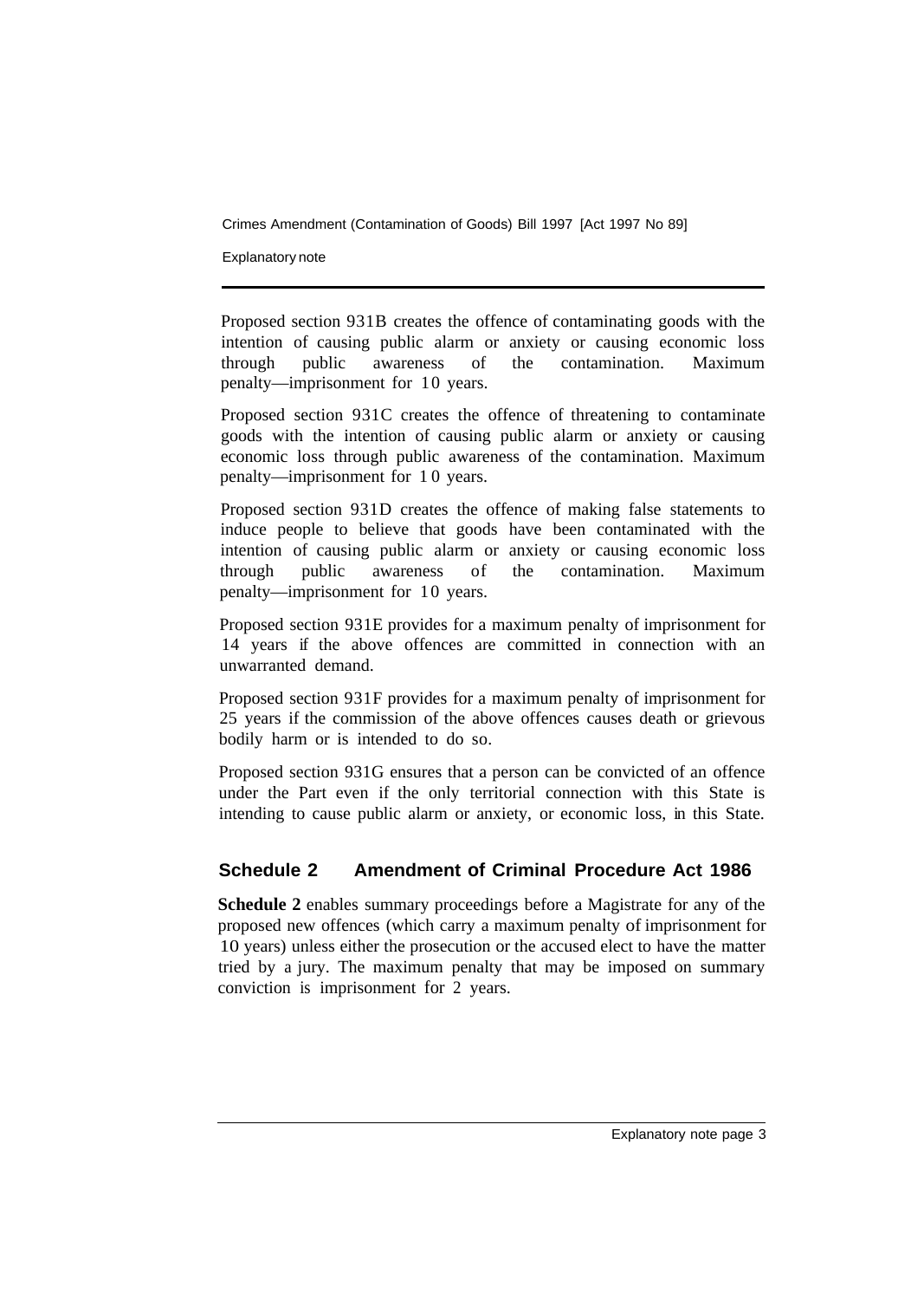Proposed section 931B creates the offence of contaminating goods with the intention of causing public alarm or anxiety or causing economic loss through public awareness of the contamination. Maximum penalty—imprisonment for 10 years.

Proposed section 931C creates the offence of threatening to contaminate goods with the intention of causing public alarm or anxiety or causing economic loss through public awareness of the contamination. Maximum penalty—imprisonment for 10 years.

Proposed section 931D creates the offence of making false statements to induce people to believe that goods have been contaminated with the intention of causing public alarm or anxiety or causing economic loss through public awareness of the contamination. Maximum penalty—imprisonment for 10 years.

Proposed section 931E provides for a maximum penalty of imprisonment for 14 years if the above offences are committed in connection with an unwarranted demand.

Proposed section 931F provides for a maximum penalty of imprisonment for 25 years if the commission of the above offences causes death or grievous bodily harm or is intended to do so.

Proposed section 931G ensures that a person can be convicted of an offence under the Part even if the only territorial connection with this State is intending to cause public alarm or anxiety, or economic loss, in this State.

## Schedule 2 Amendment of Criminal Procedure Act 1986

**Schedule 2** enables summary proceedings before a Magistrate for any of the proposed new offences (which carry a maximum penalty of imprisonment for 10 years) unless either the prosecution or the accused elect to have the matter tried by a jury. The maximum penalty that may be imposed on summary conviction is imprisonment for 2 years.